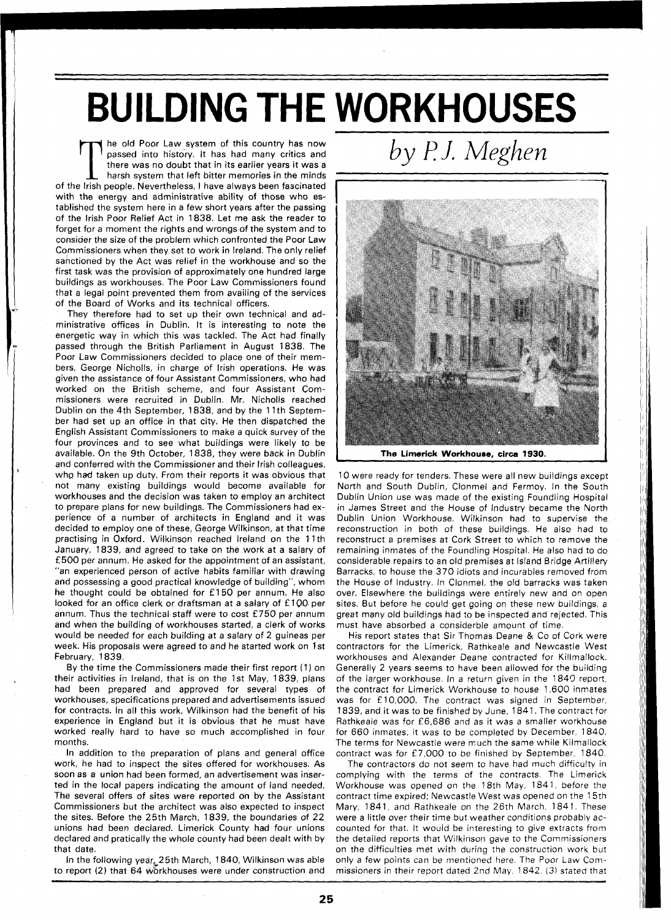# BUILDING THE WORKHOUSES

*by P.J. Meghen*

The old Poor Law system of this country has now passed into history. It has had many critics and there was no doubt that in its earlier years it was a harsh system that left bitter memories in the minds of the Irish people. Nevertheless, I have always been fascinated with the energy and administrative ability of those who established the system here in a few short years after the passing of the Irish Poor Relief Act in 1838. Let me ask the reader to forget for a moment the rights and wrongs of the system and to consider the size of the problem which confronted the Poor Law Commissioners when they set to work in Ireland. The only relief sanctioned by the Act was relief in the workhouse and so the first task was the provision of approximately one hundred large buildings as workhouses. The Poor Law Commissioners found that a legal point prevented them from availing of the services of the Board of Works and its technical officers.

They therefore had to set up their own technical and administrative offices in Dublin. It is interesting to note the energetic way in which this was tackled. The Act had finally passed through the British Parliament in August 1838. The Poor Law Commissioners decided to place one of their members, George Nicholls, in charge of Irish operations. He was given the assistance of four Assistant Commissioners, who had worked on the British scheme, and four Assistant Commissioners were recruited in Dublin. Mr. Nicholls reached Dublin on the 4th September, 1838, and by the 11th September had set up an office in that city. He then dispatched the English Assistant Commissioners to make a quick survey of the four provinces and to see what buildings were likely to be available. On the 9th October, 1838, they were back in Dublin and conferred with the Commissioner and their Irish colleagues, who had taken up duty. From their reports it was obvious that not many existing buildings would become available for workhouses and the decision was taken to employ an architect to prepare plans for new buildings. The Commissioners had experience of a number of architects in England and it was decided to employ one of these, George Wilkinson, at that time practising in Oxford. Wilkinson reached Ireland on the 11th January, 1839, and agreed to take on the work at a salary of £500 per annum. He asked for the appointment of an assistant, "an experienced person of active habits familiar with drawing and possessing a good practical knowledge of building", whom he thought could be obtained for £150 per annum. He also looked for an office clerk or draftsman at a salary of £100 per annum. Thus the technical staff were to cost £750 per annum and when the building of workhouses started, a clerk of works would be needed for each building at a salary of 2 guineas per week. His proposals were agreed to and he started work on 1st February, 1839.

By the time the Commissioners made their first report (1) on their activities in Ireland, that is on the 1st May, 1839, plans had been prepared and approved for several types of workhouses, specifications prepared and advertisements issued for contracts. In all this work, Wilkinson had the benefit of his experience in England but it is obvious that he must have worked really hard to have so much accomplished in four months.

In addition to the preparation of plans and general office work, he had to inspect the sites offered for workhouses. As soon as a union had been formed, an advertisement was inserted in the local papers indicating the amount of land needed. The several offers of sites were reported on by the Assistant Commissioners but the architect was also expected to inspect the sites. Before the 25th March, 1839, the boundaries of 22 unions had been declared. Limerick County had four unions declared and pratically the whole county had been dealt with by that date.

In the following year, 25th March, 1840, Wilkinson was able to report (2) that 64 workhouses were under construction and 10 were ready for tenders. These were all new buildings except North and South Dublin, Clonmel and Fermoy. In the South Dublin Union use was made of the existing Foundling Hospital in James Street and the House of Industry became the North Dublin Union Workhouse. Wilkinson had to supervise the reconstruction in both of these buildings. He also had to reconstruct a premises at Cork Street to which to remove the remaining inmates of the Foundling Hospital. He also had to do considerable repairs to an old premises at Island Bridge Artillery Barracks, to house the 370 idiots and incurables removed from the House of Industry. In Clonmel, the old barracks was taken over. Elsewhere the buildings were entirely new and on open sites. But before he could get going on these new buildings, a great many old buildings had to be inspected and rejected. This must have absorbed a considerble amount of time.

**The Limerick Workhouse, circa 1930.**

His report states that Sir Thomas Deane & Co of Cork were contractors for the Limerick, Rathkeale and Newcastle West workhouses and Alexander Deane contracted for Killmallock. Generally 2 years seems to have been allowed for the building of the larger workhouse. In a return given in the 1840 report, the contract for Limerick Workhouse to house 1,600 inmates was for £10,000. The contract was signed in September, 1839, and it was to be finished by June, 1841. The contract for Rathkeale was for £6,686 and as it was a smaller workhouse for 660 inmates, it was to be completed by December, 1840. The terms for Newcastle were much the same while Kilmallock contract was for £7,000 to be finished by September, 1840.

The contractors do not seem to have had much difficulty in complying with the terms of the contracts. The Limerick Workhouse was opened on the 18th May, 1841, before the contract time expired; Newcastle West was opened on the 15th Mary, 1841, and Rathkeale on the 26th March, 1841. These were a little over their time but weather conditions probably accounted for that. It would be interesting to give extracts from the detailed reports that Wilkinson gave to the Commissioners on the difficulties met with during the construction work but only a few points can be mentioned here. The Poor Law Commissioners in their report dated 2nd May, 1842, (3) stated that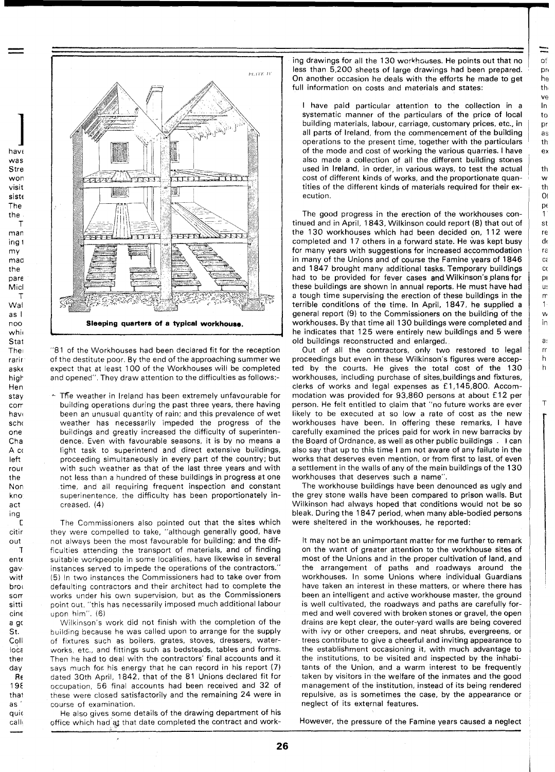Sleeping quarters of a typical workhouse.

"81 of the Workhouses had been declared fit for the reception of the destitute poor. By the end of the approaching summer we expect that at least 100 of the Workhouses will be completed and opened". They draw attention to the difficulties as follows:-

> The weather in Ireland has been extremely unfavourable for building operations during the past three years, there having been an unusual quantity of rain; and this prevalence of wet weather has necessarily impeded the progress of the buildings and greatly increased the difficulty of superintendence. Even with favourable seasons, it is by no means a light task to superintend and direct extensive buildings, proceeding simultaneously in every part of the country; but with such weather as that of the last three years and with not less than a hundred of these buildings in progress at one time, and all requiring frequent inspection and constant superinentence, the difficulty has been proportionately increased. (4)

The Commissioners also pointed out that the sites which they were compelled to take, "although generally good, have not always been the most favourable for building; and the difficulties attending the transport of materials, and of finding suitable workpeople in some localities, have likewise in several instances served to impede the operations of the contractors." (5) In two instances the Commissioners had to take over from defaulting contractors and their architect had to complete the works under his own supervision, but as the Commissioners point out, "this has necessarily imposed much additional labour upon him". (6)

Wilkinson's work did not finish with the completion of the building because he was called upon to arrange for the supply of fixtures such as boilers, grates, stoves, dressers, waterworks, etc., and fittings such as bedsteads, tables and forms. Then he had to deal with the contractors' final accounts and it says much for his energy that he can record in his report (7) dated 30th April, 1842, that of the 81 Unions declared fit for occupation, 56 final accounts had been received and 32 of these were closed satisfactorily and the remaining 24 were in course of examination.

He also gives some details of the drawing department of his office which had at that date completed the contract and working drawings for all the 130 workhouses. He points out that no less than 5,200 sheets of large drawings had been prepared. On another occasion he deals with the efforts he made to get full information on costs and materials and states:

> I have paid particular attention to the collection in a systematic manner of the particulars of the price of local building materials, labour, carriage, customary prices, etc., in all parts of Ireland, from the commencement of the building operations to the present time, together with the particulars of the mode and cost of working the various quarries. I have also made a collection of all the different building stones used in Ireland, in order, in various ways, to test the actual cost of different kinds of works, and the proportionate quantities of the different kinds of materials required for their execution.

The good progress in the erection of the workhouses continued and in April, 1843, Wilkinson could report (8) that out of the 130 workhouses which had been decided on, 112 were completed and 17 others in a forward state. He was kept busy for many years with suggestions for increased accommodation in many of the Unions and of course the Famine years of 1846 and 1847 brought many additional tasks. Temporary buildings had to be provided for fever cases and Wilkinson's plans for these buildings are shown in annual reports. He must have had a tough time supervising the erection of these buildings in the terrible conditions of the time. In April, 1847, he supplied a general report (9) to the Commissioners on the building of the workhouses. By that time all 130 buildings were completed and he indicates that 125 were entirely new buildings and 5 were old buildings reconstructed and enlarged.

Out of all the contractors, only two restored to legal proceedings but even in these Wilkinson's figures were accepted by the courts. He gives the total cost of the 130 workhouses, including purchase of sites,buildings and fixtures, clerks of works and legal expenses as £1,145,800. Accommodation was provided for 93,860 persons at about £12 per person. He felt entitled to claim that "no future works are ever likely to be executed at so low a rate of cost as the new workhouses have been. In offering these remarks, I have carefully examined the prices paid for work in new barracks by the Board of Ordnance, as well as other public buildings . I can also say that up to this time I am not aware of any failure in the works that deserves even mention, or from first to last, of even a settlement in the walls of any of the main buildings of the 130 workhouses that deserves such a name".

The workhouse buildings have been denounced as ugly and the grey stone walls have been compared to prison walls. But Wilkinson had always hoped that conditions would not be so bleak. During the 1847 period, when many able-bodied persons were sheltered in the workhouses, he reported:

> It may not be an unimportant matter for me further to remark on the want of greater attention to the workhouse sites of most of the Unions and in the proper cultivation of land, and the arrangement of paths and roadways around the workhouses. In some Unions where individual Guardians have taken an interest in these matters, or where there has been an intelligent and active workhouse master, the ground is well cultivated, the roadways and paths are carefully formed and well covered with broken stones or gravel, the open drains are kept clear, the outer-yard walls are being covered with ivy or other creepers, and neat shrubs, evergreens, or trees contribute to give a cheerful and inviting appearance to the establishment occasioning it, with much advantage to the institutions, to be visited and inspected by the inhabitants of the Union, and a warm interest to be frequently taken by visitors in the welfare of the inmates and the good management of the institution, instead of its being rendered repulsive, as is sometimes the case, by the appearance or neglect of its external features.

However, the pressure of the Famine years caused a neglect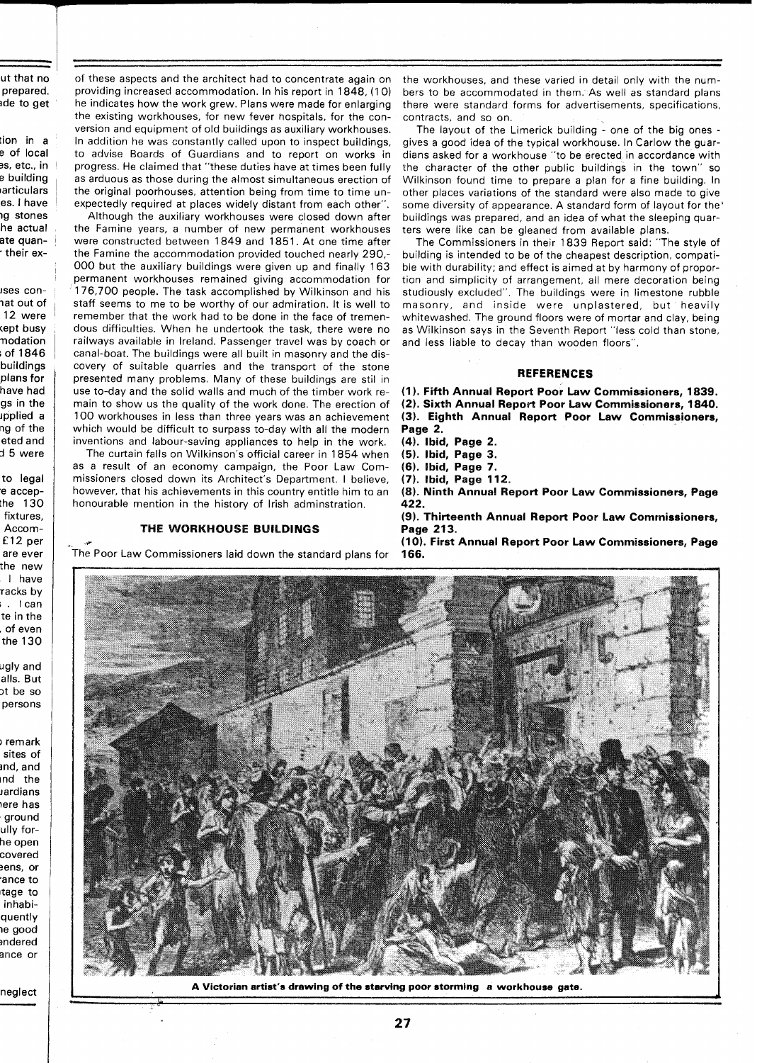of these aspects and the architect had to concentrate again on providing increased accommodation. In his report in 1848, (10) he indicates how the work grew. Plans were made for enlarging the existing workhouses, for new fever hospitals, for the conversion and equipment of old buildings as auxiliary workhouses. In addition he was constantly called upon to inspect buildings, to advise Boards of Guardians and to report on works in progress. He claimed that "these duties have at times been fully as arduous as those during the almost simultaneous erection of the original poorhouses, attention being from time to time unexpectedly required at places widely distant from each other".

Although the auxiliary workhouses were closed down after the Famine years, a number of new permanent workhouses were constructed between 1849 and 1851. At one time after the Famine the accommodation provided touched nearly 290,000 but the auxiliary buildings were given up and finally 163 permanent workhouses remained giving accommodation for 176,700 people. The task accomplished by Wilkinson and his staff seems to me to be worthy of our admiration. It is well to remember that the work had to be done in the face of tremendous difficulties. When he undertook the task, there were no railways available in Ireland. Passenger travel was by coach or canal-boat. The buildings were all built in masonry and the discovery of suitable quarries and the transport of the stone presented many problems. Many of these buildings are stil in use to-day and the solid walls and much of the timber work remain to show us the quality of the work done. The erection of 100 workhouses in less than three years was an achievement which would be difficult to surpass to-day with all the modern inventions and labour-saving appliances to help in the work.

The curtain falls on Wilkinson's official career in 1854 when as a result of an economy campaign, the Poor Law Commissioners closed down its Architect's Department. I believe, however, that his achievements in this country entitle him to an honourable mention in the history of Irish adminstration.

## THE WORKHOUSE BUILDINGS

The Poor Law Commissioners laid down the standard plans for the workhouses, and these varied in detail only with the numbers to be accommodated in them. As well as standard plans there were standard forms for advertisements, specifications, contracts, and so on.

The layout of the Limerick building - one of the big ones - gives a good idea of the typical workhouse. In Carlow the guardians asked for a workhouse "to be erected in accordance with the character of the other public buildings in the town" so Wilkinson found time to prepare a plan for a fine building. In other places variations of the standard were also made to give some diversity of appearance. A standard form of layout for the buildings was prepared, and an idea of what the sleeping quarters were like can be gleaned from available plans.

The Commissioners in their 1839 Report said: "The style of building is intended to be of the cheapest description, compatible with durability; and effect is aimed at by harmony of proportion and simplicity of arrangement, all mere decoration being studiously excluded". The buildings were in limestone rubble masonry, and inside were unplastered, but heavily whitewashed. The ground floors were of mortar and clay, being as Wilkinson says in the Seventh Report "less cold than stone, and less liable to decay than wooden floors".

### REFERENCES

**(1). Fifth Annual Report Poor Law Commissioners, 1839.**
**(2). Sixth Annual Report Poor Law Commissioners, 1840.**
**(3). Eighth Annual Report Poor Law Commissioners, Page 2.**
**(4). Ibid, Page 2.**
**(5). Ibid, Page 3.**
**(6). Ibid, Page 7.**
**(7). Ibid, Page 112.**
**(8). Ninth Annual Report Poor Law Commissioners, Page 422.**
**(9). Thirteenth Annual Report Poor Law Commissioners, Page 213.**
**(10). First Annual Report Poor Law Commissioners, Page 166.**

**A Victorian artist's drawing of the starving poor storming a workhouse gate.**